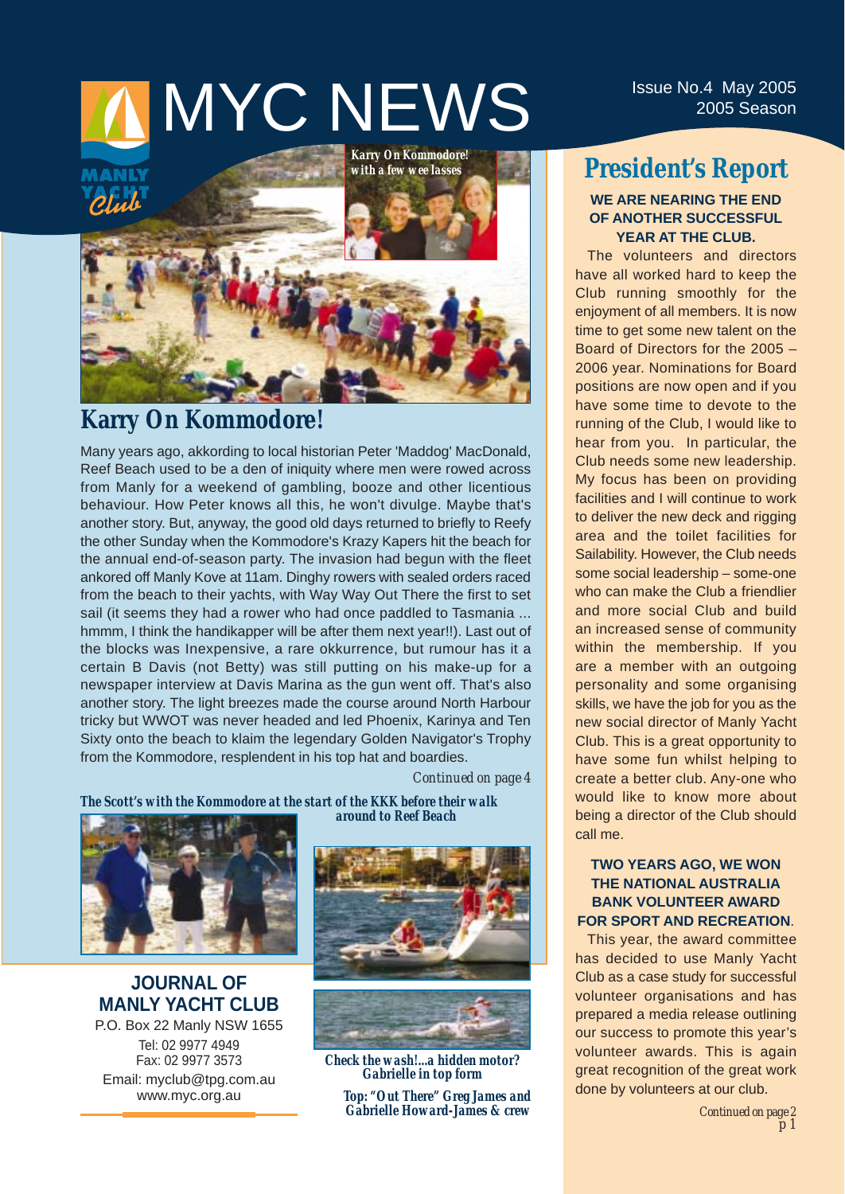# MYC NEWS

Issue No.4 May 2005
2005 Season

*Karry On Kommodore! with a few wee lasses*

## Karry On Kommodore!

Many years ago, akkording to local historian Peter 'Maddog' MacDonald, Reef Beach used to be a den of iniquity where men were rowed across from Manly for a weekend of gambling, booze and other licentious behaviour. How Peter knows all this, he won't divulge. Maybe that's another story. But, anyway, the good old days returned to briefly to Reefy the other Sunday when the Kommodore's Krazy Kapers hit the beach for the annual end-of-season party. The invasion had begun with the fleet ankored off Manly Kove at 11am. Dinghy rowers with sealed orders raced from the beach to their yachts, with Way Way Out There the first to set sail (it seems they had a rower who had once paddled to Tasmania ... hmmm, I think the handikapper will be after them next year!!). Last out of the blocks was Inexpensive, a rare okkurrence, but rumour has it a certain B Davis (not Betty) was still putting on his make-up for a newspaper interview at Davis Marina as the gun went off. That's also another story. The light breezes made the course around North Harbour tricky but WWOT was never headed and led Phoenix, Karinya and Ten Sixty onto the beach to klaim the legendary Golden Navigator's Trophy from the Kommodore, resplendent in his top hat and boardies.

*Continued on page 4*

*The Scott's with the Kommodore at the start of the KKK before their walk around to Reef Beach*

*Check the wash!...a hidden motor? Gabrielle in top form*

*Top: "Out There" Greg James and Gabrielle Howard-James & crew*

**JOURNAL OF MANLY YACHT CLUB**
P.O. Box 22 Manly NSW 1655
Tel: 02 9977 4949
Fax: 02 9977 3573
Email: myclub@tpg.com.au
www.myc.org.au

## President's Report

**WE ARE NEARING THE END OF ANOTHER SUCCESSFUL YEAR AT THE CLUB.**

The volunteers and directors have all worked hard to keep the Club running smoothly for the enjoyment of all members. It is now time to get some new talent on the Board of Directors for the 2005 – 2006 year. Nominations for Board positions are now open and if you have some time to devote to the running of the Club, I would like to hear from you. In particular, the Club needs some new leadership. My focus has been on providing facilities and I will continue to work to deliver the new deck and rigging area and the toilet facilities for Sailability. However, the Club needs some social leadership – some-one who can make the Club a friendlier and more social Club and build an increased sense of community within the membership. If you are a member with an outgoing personality and some organising skills, we have the job for you as the new social director of Manly Yacht Club. This is a great opportunity to have some fun whilst helping to create a better club. Any-one who would like to know more about being a director of the Club should call me.

**TWO YEARS AGO, WE WON THE NATIONAL AUSTRALIA BANK VOLUNTEER AWARD FOR SPORT AND RECREATION.**

This year, the award committee has decided to use Manly Yacht Club as a case study for successful volunteer organisations and has prepared a media release outlining our success to promote this year's volunteer awards. This is again great recognition of the great work done by volunteers at our club.

*Continued on page 2*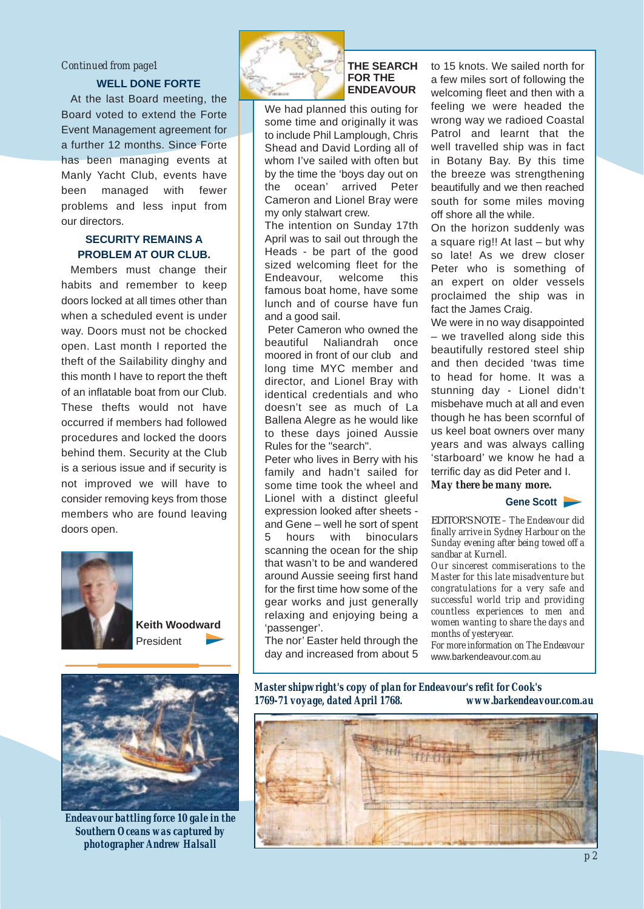*Continued from page1*

### WELL DONE FORTE

At the last Board meeting, the Board voted to extend the Forte Event Management agreement for a further 12 months. Since Forte has been managing events at Manly Yacht Club, events have been managed with fewer problems and less input from our directors.

### SECURITY REMAINS A PROBLEM AT OUR CLUB.

Members must change their habits and remember to keep doors locked at all times other than when a scheduled event is under way. Doors must not be chocked open. Last month I reported the theft of the Sailability dinghy and this month I have to report the theft of an inflatable boat from our Club. These thefts would not have occurred if members had followed procedures and locked the doors behind them. Security at the Club is a serious issue and if security is not improved we will have to consider removing keys from those members who are found leaving doors open.

**Keith Woodward**
President

*Endeavour battling force 10 gale in the Southern Oceans was captured by photographer Andrew Halsall*

### THE SEARCH FOR THE ENDEAVOUR

We had planned this outing for some time and originally it was to include Phil Lamplough, Chris Shead and David Lording all of whom I've sailed with often but by the time the 'boys day out on the ocean' arrived Peter Cameron and Lionel Bray were my only stalwart crew.

The intention on Sunday 17th April was to sail out through the Heads - be part of the good sized welcoming fleet for the Endeavour, welcome this famous boat home, have some lunch and of course have fun and a good sail.

Peter Cameron who owned the beautiful Naliandrah once moored in front of our club and long time MYC member and director, and Lionel Bray with identical credentials and who doesn't see as much of La Ballena Alegre as he would like to these days joined Aussie Rules for the "search".

Peter who lives in Berry with his family and hadn't sailed for some time took the wheel and Lionel with a distinct gleeful expression looked after sheets - and Gene – well he sort of spent 5 hours with binoculars scanning the ocean for the ship that wasn't to be and wandered around Aussie seeing first hand for the first time how some of the gear works and just generally relaxing and enjoying being a 'passenger'.

The nor' Easter held through the day and increased from about 5 to 15 knots. We sailed north for a few miles sort of following the welcoming fleet and then with a feeling we were headed the wrong way we radioed Coastal Patrol and learnt that the well travelled ship was in fact in Botany Bay. By this time the breeze was strengthening beautifully and we then reached south for some miles moving off shore all the while.

On the horizon suddenly was a square rig!! At last – but why so late! As we drew closer Peter who is something of an expert on older vessels proclaimed the ship was in fact the James Craig.

We were in no way disappointed – we travelled along side this beautifully restored steel ship and then decided 'twas time to head for home. It was a stunning day - Lionel didn't misbehave much at all and even though he has been scornful of us keel boat owners over many years and was always calling 'starboard' we know he had a terrific day as did Peter and I.

***May there be many more.***

**Gene Scott**

*EDITOR'S NOTE – The Endeavour did finally arrive in Sydney Harbour on the Sunday evening after being towed off a sandbar at Kurnell.*

*Our sincerest commiserations to the Master for this late misadventure but congratulations for a very safe and successful world trip and providing countless experiences to men and women wanting to share the days and months of yesteryear.*

*For more information on The Endeavour* www.barkendeavour.com.au

***Master shipwright's copy of plan for Endeavour's refit for Cook's 1769-71 voyage, dated April 1768.*** ***www.barkendeavour.com.au***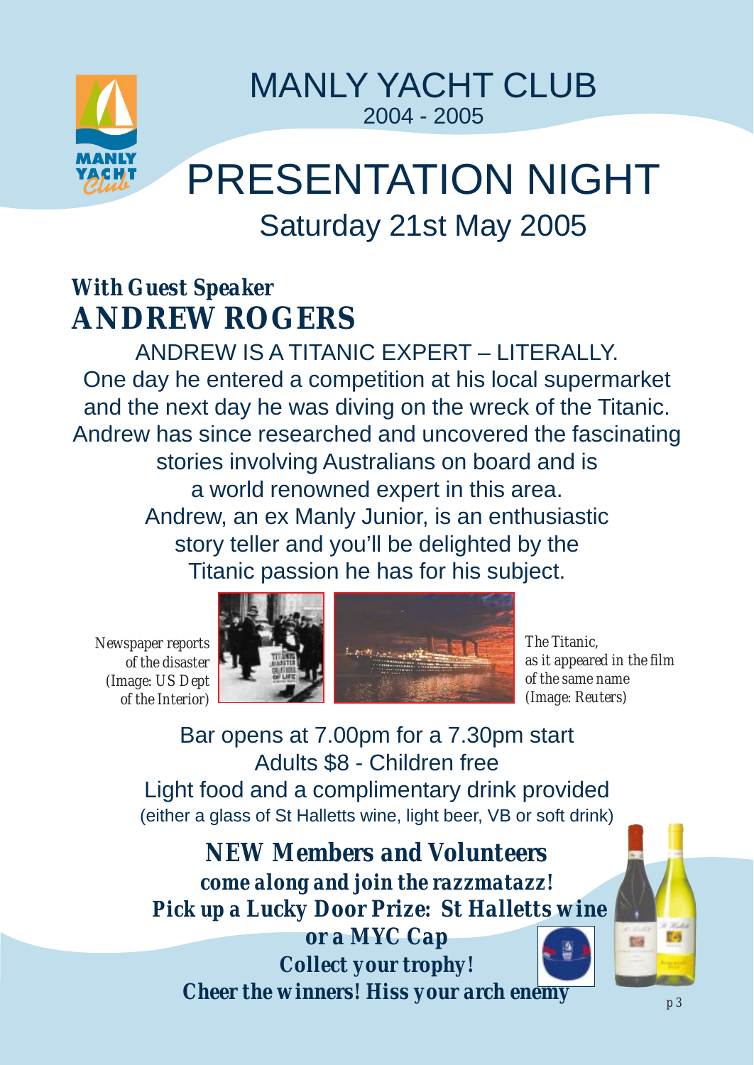# MANLY YACHT CLUB
2004 - 2005

# PRESENTATION NIGHT
## Saturday 21st May 2005

***With Guest Speaker***
## ***ANDREW ROGERS***

ANDREW IS A TITANIC EXPERT – LITERALLY.
One day he entered a competition at his local supermarket and the next day he was diving on the wreck of the Titanic. Andrew has since researched and uncovered the fascinating stories involving Australians on board and is a world renowned expert in this area.
Andrew, an ex Manly Junior, is an enthusiastic story teller and you'll be delighted by the Titanic passion he has for his subject.

*Newspaper reports of the disaster (Image: US Dept of the Interior)*

*The Titanic, as it appeared in the film of the same name (Image: Reuters)*

Bar opens at 7.00pm for a 7.30pm start
Adults $8 - Children free
Light food and a complimentary drink provided
(either a glass of St Halletts wine, light beer, VB or soft drink)

***NEW Members and Volunteers***
***come along and join the razzmatazz!***
***Pick up a Lucky Door Prize: St Halletts wine or a MYC Cap***
***Collect your trophy!***
***Cheer the winners! Hiss your arch enemy***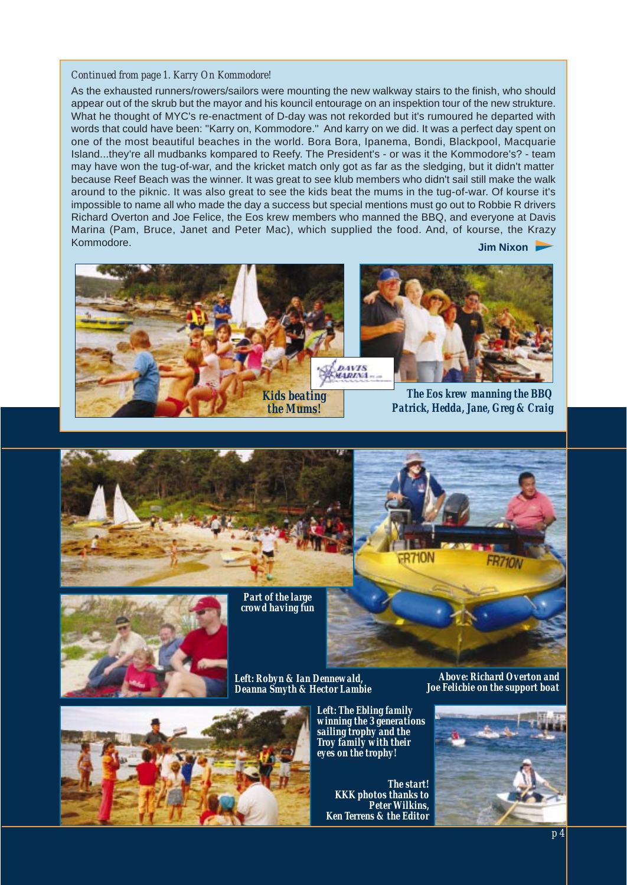*Continued from page 1. Karry On Kommodore!*

As the exhausted runners/rowers/sailors were mounting the new walkway stairs to the finish, who should appear out of the skrub but the mayor and his kouncil entourage on an inspektion tour of the new strukture. What he thought of MYC's re-enactment of D-day was not rekorded but it's rumoured he departed with words that could have been: "Karry on, Kommodore." And karry on we did. It was a perfect day spent on one of the most beautiful beaches in the world. Bora Bora, Ipanema, Bondi, Blackpool, Macquarie Island...they're all mudbanks kompared to Reefy. The President's - or was it the Kommodore's? - team may have won the tug-of-war, and the kricket match only got as far as the sledging, but it didn't matter because Reef Beach was the winner. It was great to see klub members who didn't sail still make the walk around to the piknic. It was also great to see the kids beat the mums in the tug-of-war. Of kourse it's impossible to name all who made the day a success but special mentions must go out to Robbie R drivers Richard Overton and Joe Felice, the Eos krew members who manned the BBQ, and everyone at Davis Marina (Pam, Bruce, Janet and Peter Mac), which supplied the food. And, of kourse, the Krazy Kommodore.

**Jim Nixon**

**Kids beating the Mums!**

**The Eos krew manning the BBQ Patrick, Hedda, Jane, Greg & Craig**

**Part of the large crowd having fun**

**Left: Robyn & Ian Dennewald, Deanna Smyth & Hector Lambie**

**Above: Richard Overton and Joe Felicbie on the support boat**

**Left: The Ebling family winning the 3 generations sailing trophy and the Troy family with their eyes on the trophy!**

**The start! KKK photos thanks to Peter Wilkins, Ken Terrens & the Editor**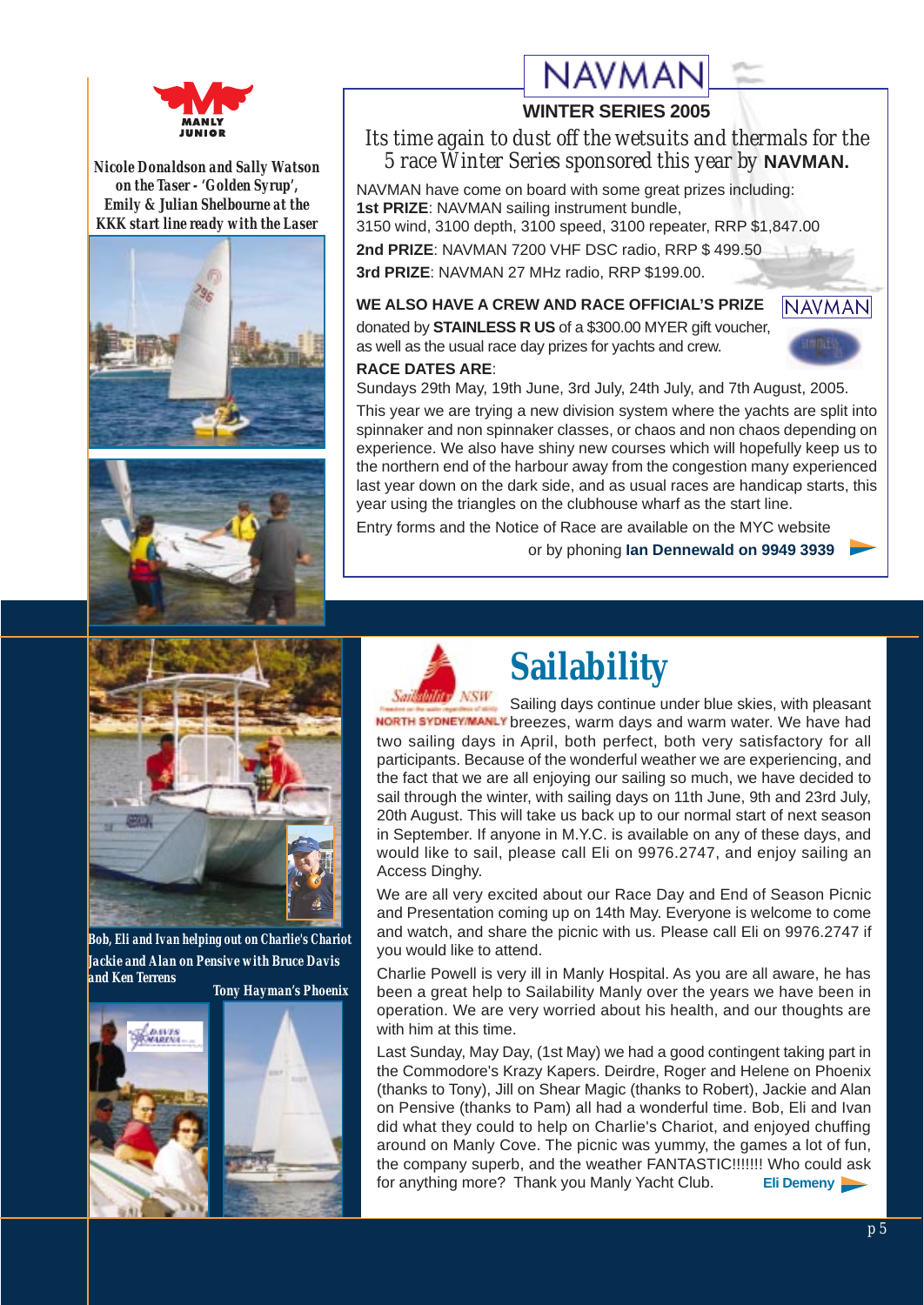MANLY JUNIOR

**Nicole Donaldson and Sally Watson on the Taser - 'Golden Syrup', Emily & Julian Shelbourne at the KKK start line ready with the Laser**

NAVMAN

## WINTER SERIES 2005

*Its time again to dust off the wetsuits and thermals for the 5 race Winter Series sponsored this year by* **NAVMAN.**

NAVMAN have come on board with some great prizes including:
**1st PRIZE**: NAVMAN sailing instrument bundle,
3150 wind, 3100 depth, 3100 speed, 3100 repeater, RRP $1,847.00
**2nd PRIZE**: NAVMAN 7200 VHF DSC radio, RRP $ 499.50
**3rd PRIZE**: NAVMAN 27 MHz radio, RRP $199.00.

**WE ALSO HAVE A CREW AND RACE OFFICIAL'S PRIZE** donated by **STAINLESS R US** of a $300.00 MYER gift voucher, as well as the usual race day prizes for yachts and crew.

**RACE DATES ARE**:
Sundays 29th May, 19th June, 3rd July, 24th July, and 7th August, 2005.

This year we are trying a new division system where the yachts are split into spinnaker and non spinnaker classes, or chaos and non chaos depending on experience. We also have shiny new courses which will hopefully keep us to the northern end of the harbour away from the congestion many experienced last year down on the dark side, and as usual races are handicap starts, this year using the triangles on the clubhouse wharf as the start line.

Entry forms and the Notice of Race are available on the MYC website or by phoning **Ian Dennewald on 9949 3939**

**Bob, Eli and Ivan helping out on Charlie's Chariot**

**Jackie and Alan on Pensive with Bruce Davis and Ken Terrens**

**Tony Hayman's Phoenix**

# Sailability

Sailability NSW
NORTH SYDNEY/MANLY

Sailing days continue under blue skies, with pleasant breezes, warm days and warm water. We have had two sailing days in April, both perfect, both very satisfactory for all participants. Because of the wonderful weather we are experiencing, and the fact that we are all enjoying our sailing so much, we have decided to sail through the winter, with sailing days on 11th June, 9th and 23rd July, 20th August. This will take us back up to our normal start of next season in September. If anyone in M.Y.C. is available on any of these days, and would like to sail, please call Eli on 9976.2747, and enjoy sailing an Access Dinghy.

We are all very excited about our Race Day and End of Season Picnic and Presentation coming up on 14th May. Everyone is welcome to come and watch, and share the picnic with us. Please call Eli on 9976.2747 if you would like to attend.

Charlie Powell is very ill in Manly Hospital. As you are all aware, he has been a great help to Sailability Manly over the years we have been in operation. We are very worried about his health, and our thoughts are with him at this time.

Last Sunday, May Day, (1st May) we had a good contingent taking part in the Commodore's Krazy Kapers. Deirdre, Roger and Helene on Phoenix (thanks to Tony), Jill on Shear Magic (thanks to Robert), Jackie and Alan on Pensive (thanks to Pam) all had a wonderful time. Bob, Eli and Ivan did what they could to help on Charlie's Chariot, and enjoyed chuffing around on Manly Cove. The picnic was yummy, the games a lot of fun, the company superb, and the weather FANTASTIC!!!!!! Who could ask for anything more? Thank you Manly Yacht Club.

**Eli Demeny**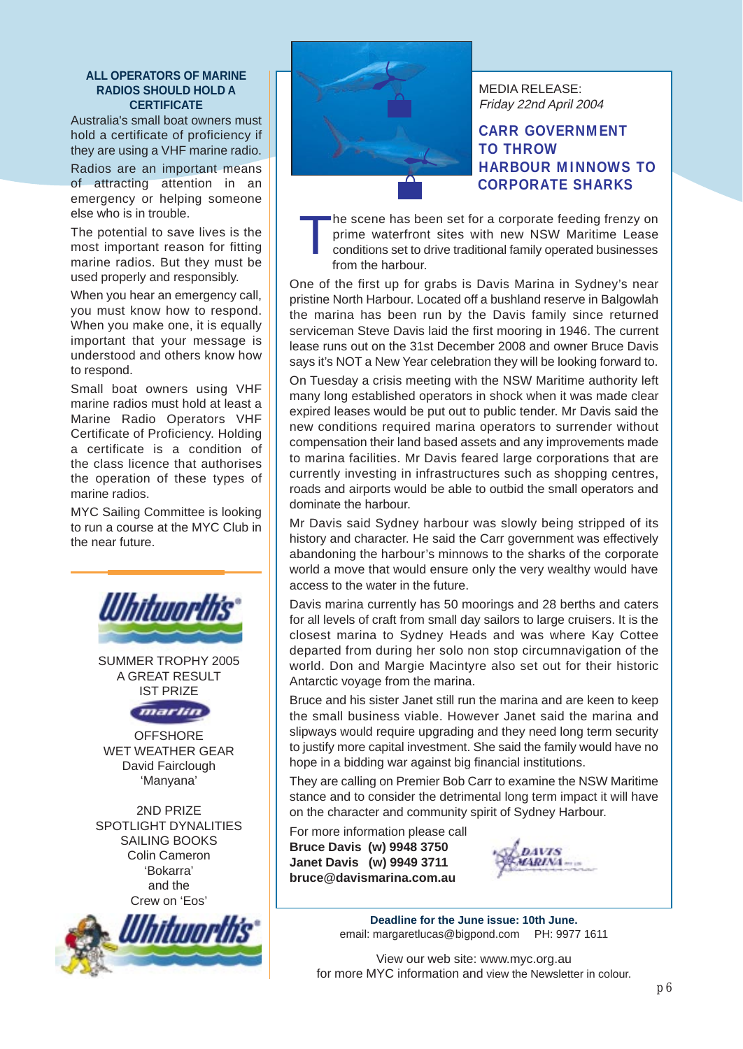### ALL OPERATORS OF MARINE RADIOS SHOULD HOLD A CERTIFICATE

Australia's small boat owners must hold a certificate of proficiency if they are using a VHF marine radio.

Radios are an important means of attracting attention in an emergency or helping someone else who is in trouble.

The potential to save lives is the most important reason for fitting marine radios. But they must be used properly and responsibly.

When you hear an emergency call, you must know how to respond. When you make one, it is equally important that your message is understood and others know how to respond.

Small boat owners using VHF marine radios must hold at least a Marine Radio Operators VHF Certificate of Proficiency. Holding a certificate is a condition of the class licence that authorises the operation of these types of marine radios.

MYC Sailing Committee is looking to run a course at the MYC Club in the near future.

---

Whitworths®

SUMMER TROPHY 2005
A GREAT RESULT
IST PRIZE

marlin

OFFSHORE
WET WEATHER GEAR
David Fairclough
'Manyana'

2ND PRIZE
SPOTLIGHT DYNALITIES
SAILING BOOKS
Colin Cameron
'Bokarra'
and the
Crew on 'Eos'

Whitworths®

---

MEDIA RELEASE:
*Friday 22nd April 2004*

## CARR GOVERNMENT TO THROW HARBOUR MINNOWS TO CORPORATE SHARKS

The scene has been set for a corporate feeding frenzy on prime waterfront sites with new NSW Maritime Lease conditions set to drive traditional family operated businesses from the harbour.

One of the first up for grabs is Davis Marina in Sydney's near pristine North Harbour. Located off a bushland reserve in Balgowlah the marina has been run by the Davis family since returned serviceman Steve Davis laid the first mooring in 1946. The current lease runs out on the 31st December 2008 and owner Bruce Davis says it's NOT a New Year celebration they will be looking forward to.

On Tuesday a crisis meeting with the NSW Maritime authority left many long established operators in shock when it was made clear expired leases would be put out to public tender. Mr Davis said the new conditions required marina operators to surrender without compensation their land based assets and any improvements made to marina facilities. Mr Davis feared large corporations that are currently investing in infrastructures such as shopping centres, roads and airports would be able to outbid the small operators and dominate the harbour.

Mr Davis said Sydney harbour was slowly being stripped of its history and character. He said the Carr government was effectively abandoning the harbour's minnows to the sharks of the corporate world a move that would ensure only the very wealthy would have access to the water in the future.

Davis marina currently has 50 moorings and 28 berths and caters for all levels of craft from small day sailors to large cruisers. It is the closest marina to Sydney Heads and was where Kay Cottee departed from during her solo non stop circumnavigation of the world. Don and Margie Macintyre also set out for their historic Antarctic voyage from the marina.

Bruce and his sister Janet still run the marina and are keen to keep the small business viable. However Janet said the marina and slipways would require upgrading and they need long term security to justify more capital investment. She said the family would have no hope in a bidding war against big financial institutions.

They are calling on Premier Bob Carr to examine the NSW Maritime stance and to consider the detrimental long term impact it will have on the character and community spirit of Sydney Harbour.

For more information please call
**Bruce Davis (w) 9948 3750**
**Janet Davis (w) 9949 3711**
**bruce@davismarina.com.au**

DAVIS MARINA

---

**Deadline for the June issue: 10th June.**
email: margaretlucas@bigpond.com PH: 9977 1611

View our web site: www.myc.org.au
for more MYC information and view the Newsletter in colour.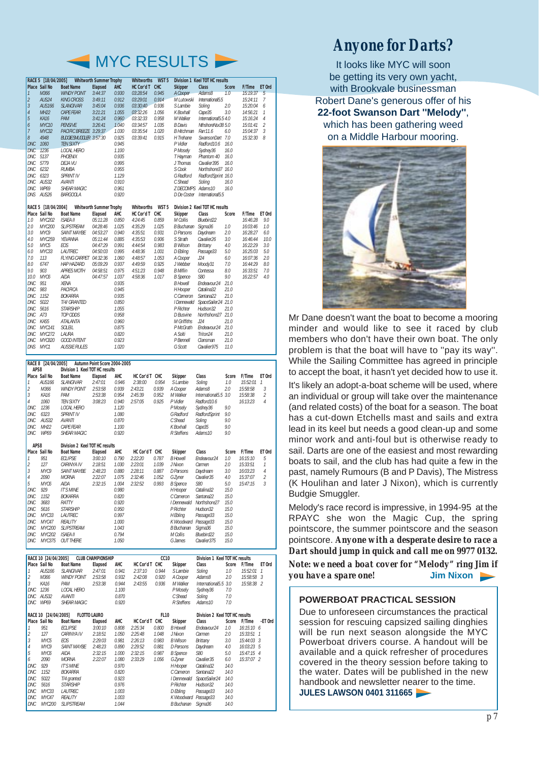# MYC RESULTS

**RACE 5 [18/04/2005] Whitworth Summer Trophy — Whitworths WST 5 — Division 1 Keel TOT HC results**

| Place | Sail No | Boat Name | Elapsed | AHC | HC Cor'd T | CHC | Skipper | Class | Score | F/Time | ET Ord |
|---|---|---|---|---|---|---|---|---|---|---|---|
| 1 | M366 | WINDY POINT | 3:44:37 | 0.930 | 03:28:54 | 0.945 | A Cooper | Adams8 | 1.0 | 15:19:37 | 5 |
| 2 | AUS24 | KING CROSS | 3:49:11 | 0.912 | 03:29:01 | 0.914 | M Lutowski | International5.5 | | 15:24:11 | 7 |
| 3 | AUS166 | SLANGIVAR | 3:45:04 | 0.936 | 03:30:40 | 0.936 | S Lambie | Soling | 2.0 | 15:20:04 | 6 |
| 4 | MH22 | CAPE FEAR | 3:21:21 | 1.055 | 03:32:26 | 1.056 | K Boxhall | Cape35 | 3.0 | 14:56:21 | 1 |
| 5 | KA16 | PAM | 3:41:24 | 0.960 | 03:32:33 | 0.958 | M Walker | International5.5 | 4.0 | 15:16:24 | 4 |
| 6 | MYC10 | PENSIVE | 3:26:41 | 1.040 | 03:34:57 | 1.035 | B Davis | NthshoreNsx38 | 5.0 | 15:01:41 | 2 |
| 7 | MYC32 | PACIFIC BREEZE | 3:29:37 | 1.030 | 03:35:54 | 1.020 | B Hitchman | Farr11.6 | 6.0 | 15:04:37 | 3 |
| 8 | 4948 | BUDGIE SMUGGLER | 3:57:30 | 0.925 | 03:39:41 | 0.915 | H Trehane | SwansonDart | 7.0 | 15:32:30 | 8 |
| DNC | 1060 | TEN SIXTY | | 0.945 | | | P Vidler | Radford10.6 | 16.0 | | |
| DNC | 1236 | LOCAL HERO | | 1.100 | | | P Mosely | Sydney36 | 16.0 | | |
| DNC | 5137 | PHOENIX | | 0.935 | | | T Hayman | Phantom 40 | 16.0 | | |
| DNC | 5779 | DEJA VU | | 0.995 | | | J Thomas | Cavalier395 | 16.0 | | |
| DNC | 6232 | RUMBA | | 0.955 | | | S Cook | Northshore37 | 16.0 | | |
| DNC | 6323 | SPRINT IV | | 1.129 | | | G Radford | RadfordSprint | 16.0 | | |
| DNC | AUS32 | AVANTI | | 0.910 | | | C Shead | Soling | 16.0 | | |
| DNC | WP69 | SHEAR MAGIC | | 0.961 | | | Z DECOMPS | Adams10 | 16.0 | | |
| DNS | AUS26 | BARGOOLA | | 0.920 | | | D De Coster | International5.5 | | | |

**RACE 5 [18/04/2004] Whitworth Summer Trophy — Whitworths WST 5 — Division 2 Keel TOT HC results**

| Place | Sail No | Boat Name | Elapsed | AHC | HC Cor'd T | CHC | Skipper | Class | Score | F/Time | ET Ord |
|---|---|---|---|---|---|---|---|---|---|---|---|
| 1.0 | MYC202 | ISAEA II | 05:11:28 | 0.850 | 4:24:45 | 0.859 | M Collis | Bluebird22 | | 16:46:28 | 9.0 |
| 2.0 | MYC200 | SLIPSTREAM | 04:28:46 | 1.025 | 4:35:29 | 1.025 | B Buchanan | Sigma36 | 1.0 | 16:03:46 | 1.0 |
| 3.0 | MYC9 | SAINT MAYBE | 04:53:27 | 0.940 | 4:35:51 | 0.931 | D Parsons | Daydream | 2.0 | 16:28:27 | 6.0 |
| 4.0 | MYC259 | YEVANNA | 05:11:44 | 0.885 | 4:35:53 | 0.906 | S Strath | Cavalier26 | 3.0 | 16:46:44 | 10.0 |
| 5.0 | MYC5 | EOS | 04:47:29 | 0.991 | 4:44:54 | 0.983 | B Wilson | Brittany | 4.0 | 16:22:29 | 3.0 |
| 6.0 | MYC33 | LAUTREC | 04:50:03 | 0.995 | 4:48:36 | 1.001 | D Ebling | Passage33 | 5.0 | 16:25:03 | 5.0 |
| 7.0 | 113 | FLYING CARPET | 04:32:36 | 1.060 | 4:48:57 | 1.053 | A Cooper | J24 | 6.0 | 16:07:36 | 2.0 |
| 8.0 | 6747 | HAP HAZARD | 05:09:29 | 0.937 | 4:49:59 | 0.925 | J Webber | Moody31 | 7.0 | 16:44:29 | 8.0 |
| 9.0 | 903 | APRES MOTH | 04:58:51 | 0.975 | 4:51:23 | 0.948 | B Mifflin | Contessa | 8.0 | 16:33:51 | 7.0 |
| 10.0 | MYC6 | AIDA | 04:47:57 | 1.037 | 4:58:36 | 1.017 | B Spence | S80 | 9.0 | 16:22:57 | 4.0 |
| DNC | 951 | XENA | | 0.935 | | | B Howell | Endeavour24 | 21.0 | | |
| DNC | 983 | PACIFICA | | 0.945 | | | H Hooper | Catalina32 | 21.0 | | |
| DNC | 1152 | BOKARRA | | 0.935 | | | C Cameron | Santana22 | 21.0 | | |
| DNC | 5022 | T/4/ GRANTED | | 0.850 | | | I Dennewald | SpaceSailer24 | 21.0 | | |
| DNC | 5616 | STARSHIP | | 1.055 | | | P Richter | Hudson32 | 21.0 | | |
| DNC | A73 | TOP ODDS | | 0.958 | | | D Busvine | Northshore27 | 21.0 | | |
| DNC | KA55 | ATALANTA | | 0.960 | | | M Griffiths | J24 | 21.0 | | |
| DNC | MYC141 | SOLEIL | | 0.875 | | | P McGrath | Endeavour24 | 21.0 | | |
| DNC | MYC272 | LAURA | | 0.820 | | | A Solti | Triton24 | 21.0 | | |
| DNC | MYC820 | GOOD INTENT | | 0.923 | | | P Bennell | Clansman | 21.0 | | |
| DNS | MYC1 | AUSSIE RULES | | 1.020 | | | G Scott | Cavalier975 | 11.0 | | |

**RACE 8 [24/04/2005] Autumn Point Score 2004-2005 — APS8 — Division 1 Keel TOT HC results**

| Place | Sail No | Boat Name | Elapsed | AHC | HC Cor'd T | CHC | Skipper | Class | Score | F/Time | ET Ord |
|---|---|---|---|---|---|---|---|---|---|---|---|
| 1 | AUS166 | SLANGIVAR | 2:47:01 | 0.946 | 2:38:00 | 0.954 | S Lambie | Soling | 1.0 | 15:52:01 | 1 |
| 2 | M366 | WINDY POINT | 2:53:58 | 0.939 | 2:43:21 | 0.939 | A Cooper | Adams8 | 2.0 | 15:58:58 | 3 |
| 3 | KA16 | PAM | 2:53:38 | 0.954 | 2:45:39 | 0.952 | M Walker | International5.5 | 3.0 | 15:58:38 | 2 |
| 4 | 1060 | TEN SIXTY | 3:08:23 | 0.940 | 2:57:05 | 0.925 | P Vidler | Radford10.6 | | 16:13:23 | 4 |
| DNC | 1236 | LOCAL HERO | | 1.120 | | | P Mosely | Sydney36 | 9.0 | | |
| DNC | 6323 | SPRINT IV | | 1.080 | | | G Radford | RadfordSprint | 9.0 | | |
| DNC | AUS32 | AVANTI | | 0.870 | | | C Shead | Soling | 9.0 | | |
| DNC | MH22 | CAPE FEAR | | 1.100 | | | K Boxhall | Cape35 | 9.0 | | |
| DNC | WP69 | SHEAR MAGIC | | 0.920 | | | R Steffens | Adams10 | 9.0 | | |

**APS8 — Division 2 Keel TOT HC results**

| Place | Sail No | Boat Name | Elapsed | AHC | HC Cor'd T | CHC | Skipper | Class | Score | F/Time | ET Ord |
|---|---|---|---|---|---|---|---|---|---|---|---|
| 1 | 951 | ECLIPSE | 3:00:10 | 0.790 | 2:22:20 | 0.787 | B Howell | Endeavour24 | 1.0 | 16:15:10 | 5 |
| 2 | 127 | CARINYA IV | 2:18:51 | 1.030 | 2:23:01 | 1.039 | J Nixon | Carmen | 2.0 | 15:33:51 | 1 |
| 3 | MYC9 | SAINT MAYBE | 2:48:23 | 0.880 | 2:28:11 | 0.887 | D Parsons | Daydream | 3.0 | 16:03:23 | 4 |
| 4 | 2090 | MORNA | 2:22:07 | 1.075 | 2:32:46 | 1.052 | G Zyner | Cavalier35 | 4.0 | 15:37:07 | 2 |
| 5 | MYC6 | AIDA | 2:32:15 | 1.004 | 2:32:52 | 0.993 | B Spence | S80 | 5.0 | 15:47:15 | 3 |
| DNC | 929 | IT'S MINE | | 0.980 | | | H Hooper | Catalina32 | 15.0 | | |
| DNC | 1152 | BOKARRA | | 0.820 | | | C Cameron | Santana22 | 15.0 | | |
| DNC | 3683 | RATTY | | 0.920 | | | I Dennewald | Northshore27 | 15.0 | | |
| DNC | 5616 | STARSHIP | | 0.950 | | | P Richter | Hudson32 | 15.0 | | |
| DNC | MYC33 | LAUTREC | | 0.997 | | | H Ebling | Passage33 | 15.0 | | |
| DNC | MYC47 | REALITY | | 1.000 | | | K Woodward | Passage33 | 15.0 | | |
| DNC | MYC200 | SLIPSTREAM | | 1.043 | | | B Buchanan | Sigma36 | 15.0 | | |
| DNC | MYC202 | ISAEA II | | 0.794 | | | M Collis | Bluebird22 | 15.0 | | |
| DNC | MYC375 | OUT THERE | | 1.050 | | | G James | Cavalier375 | 15.0 | | |

**RACE 10 [24/04/2005] CLUB CHAMPIONSHIP — CC10 — Division 1 Keel TOT HC results**

| Place | Sail No | Boat Name | Elapsed | AHC | HC Cor'd T | CHC | Skipper | Class | Score | F/Time | ET Ord |
|---|---|---|---|---|---|---|---|---|---|---|---|
| 1 | AUS166 | SLANGIVAR | 2:47:01 | 0.941 | 2:37:10 | 0.944 | S Lambie | Soling | 1.0 | 15:52:01 | 1 |
| 2 | M366 | WINDY POINT | 2:53:58 | 0.932 | 2:42:08 | 0.920 | A Cooper | Adams8 | 2.0 | 15:58:58 | 3 |
| 3 | KA16 | PAM | 2:53:38 | 0.944 | 2:43:55 | 0.936 | M Walker | International5.5 | 3.0 | 15:58:38 | 2 |
| DNC | 1236 | LOCAL HERO | | 1.100 | | | P Mosely | Sydney36 | 7.0 | | |
| DNC | AUS32 | AVANTI | | 0.870 | | | C Shead | Soling | 7.0 | | |
| DNC | WP69 | SHEAR MAGIC | | 0.920 | | | R Steffens | Adams10 | 7.0 | | |

**RACE 10 [24/04/2005] FLOTTO LAURO — FL10 — Division 2 Keel TOT HC results**

| Place | Sail No | Boat Name | Elapsed | AHC | HC Cor'd T | CHC | Skipper | Class | Score | F/Time | ET Ord |
|---|---|---|---|---|---|---|---|---|---|---|---|
| 1 | 951 | ECLIPSE | 3:00:10 | 0.808 | 2:25:34 | 0.800 | B Howell | Endeavour24 | 1.0 | 16:15:10 | 6 |
| 2 | 127 | CARINYA IV | 2:18:51 | 1.050 | 2:25:48 | 1.048 | J Nixon | Carmen | 2.0 | 15:33:51 | 1 |
| 3 | MYC5 | EOS | 2:29:03 | 0.981 | 2:26:13 | 0.983 | B Wilson | Brittany | 3.0 | 15:44:03 | 3 |
| 4 | MYC9 | SAINT MAYBE | 2:48:23 | 0.890 | 2:29:52 | 0.881 | D Parsons | Daydream | 4.0 | 16:03:23 | 5 |
| 5 | MYC6 | AIDA | 2:32:15 | 1.000 | 2:32:15 | 0.987 | B Spence | S80 | 5.0 | 15:47:15 | 4 |
| 6 | 2090 | MORNA | 2:22:07 | 1.080 | 2:33:29 | 1.056 | G Zyner | Cavalier35 | 6.0 | 15:37:07 | 2 |
| DNC | 929 | IT'S MINE | | 0.970 | | | H Hooper | Catalina32 | 14.0 | | |
| DNC | 1152 | BOKARRA | | 0.820 | | | C Cameron | Santana22 | 14.0 | | |
| DNC | 5022 | T/4 granted | | 0.923 | | | I Dennewald | SpaceSailer24 | 14.0 | | |
| DNC | 5616 | STARSHIP | | 0.976 | | | P Richter | Hudson32 | 14.0 | | |
| DNC | MYC33 | LAUTREC | | 1.003 | | | D Ebling | Passage33 | 14.0 | | |
| DNC | MYC47 | REALITY | | 1.003 | | | K Woodward | Passage33 | 14.0 | | |
| DNC | MYC200 | SLIPSTREAM | | 1.044 | | | B Buchanan | Sigma36 | 14.0 | | |

# Anyone for Darts?

It looks like MYC will soon be getting its very own yacht, with Brookvale businessman Robert Dane's generous offer of his **22-foot Swanson Dart "Melody"**, which has been gathering weed on a Middle Harbour mooring.

Mr Dane doesn't want the boat to become a mooring minder and would like to see it raced by club members who don't have their own boat. The only problem is that the boat will have to "pay its way". While the Sailing Committee has agreed in principle to accept the boat, it hasn't yet decided how to use it.

It's likely an adopt-a-boat scheme will be used, where an individual or group will take over the maintenance (and related costs) of the boat for a season. The boat has a cut-down Etchells mast and sails and extra lead in its keel but needs a good clean-up and some minor work and anti-foul but is otherwise ready to sail. Darts are one of the easiest and most rewarding boats to sail, and the club has had quite a few in the past, namely Rumours (B and P Davis), The Mistress (K Houlihan and later J Nixon), which is currently Budgie Smuggler.

Melody's race record is impressive, in 1994-95 at the RPAYC she won the Magic Cup, the spring pointscore, the summer pointscore and the season pointscore. ***Anyone with a desperate desire to race a Dart should jump in quick and call me on 9977 0132.***

***Note: we need a boat cover for "Melody" ring Jim if you have a spare one!*** **Jim Nixon**

## POWERBOAT PRACTICAL SESSION

Due to unforeseen circumstances the practical session for rescuing capsized sailing dinghies will be run next season alongside the MYC Powerboat drivers course. A handout will be available and a quick refresher of procedures covered in the theory session before taking to the water. Dates will be published in the new handbook and newsletter nearer to the time.

**JULES LAWSON 0401 311665**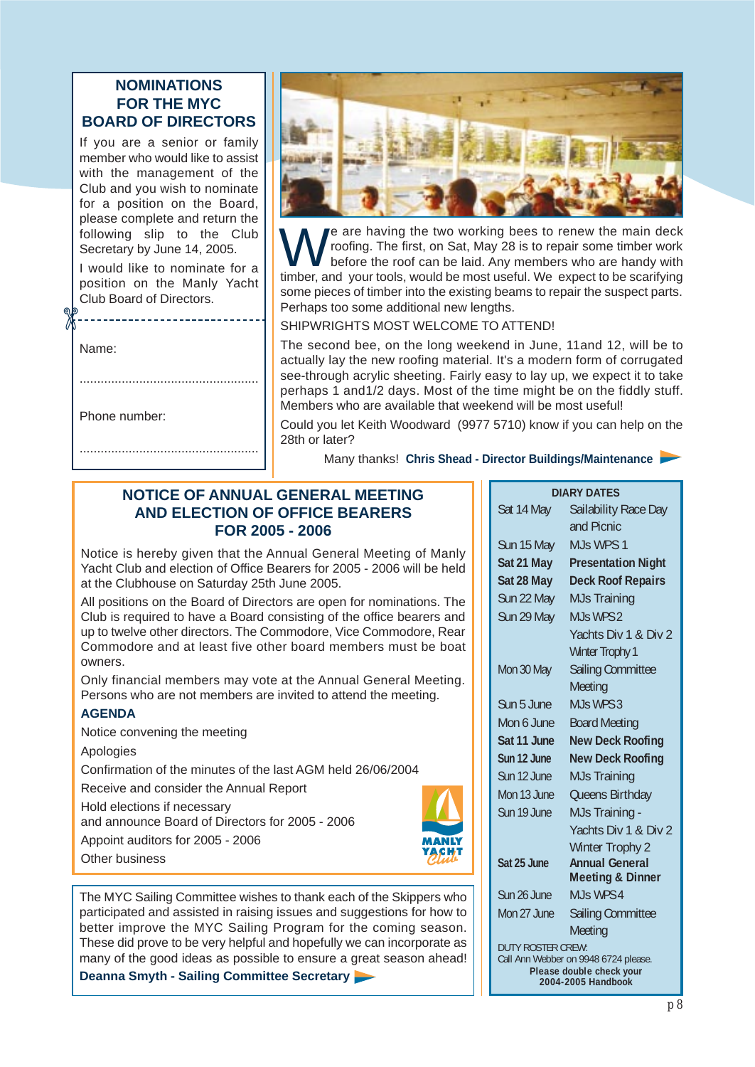## NOMINATIONS FOR THE MYC BOARD OF DIRECTORS

If you are a senior or family member who would like to assist with the management of the Club and you wish to nominate for a position on the Board, please complete and return the following slip to the Club Secretary by June 14, 2005.

I would like to nominate for a position on the Manly Yacht Club Board of Directors.

Name:

..................................................

Phone number:

..................................................

We are having the two working bees to renew the main deck roofing. The first, on Sat, May 28 is to repair some timber work before the roof can be laid. Any members who are handy with timber, and your tools, would be most useful. We expect to be scarifying some pieces of timber into the existing beams to repair the suspect parts. Perhaps too some additional new lengths.

SHIPWRIGHTS MOST WELCOME TO ATTEND!

The second bee, on the long weekend in June, 11and 12, will be to actually lay the new roofing material. It's a modern form of corrugated see-through acrylic sheeting. Fairly easy to lay up, we expect it to take perhaps 1 and1/2 days. Most of the time might be on the fiddly stuff. Members who are available that weekend will be most useful!

Could you let Keith Woodward (9977 5710) know if you can help on the 28th or later?

Many thanks! **Chris Shead - Director Buildings/Maintenance**

## NOTICE OF ANNUAL GENERAL MEETING AND ELECTION OF OFFICE BEARERS FOR 2005 - 2006

Notice is hereby given that the Annual General Meeting of Manly Yacht Club and election of Office Bearers for 2005 - 2006 will be held at the Clubhouse on Saturday 25th June 2005.

All positions on the Board of Directors are open for nominations. The Club is required to have a Board consisting of the office bearers and up to twelve other directors. The Commodore, Vice Commodore, Rear Commodore and at least five other board members must be boat owners.

Only financial members may vote at the Annual General Meeting. Persons who are not members are invited to attend the meeting.

### AGENDA

Notice convening the meeting

Apologies

Confirmation of the minutes of the last AGM held 26/06/2004

Receive and consider the Annual Report

Hold elections if necessary
and announce Board of Directors for 2005 - 2006

Appoint auditors for 2005 - 2006

Other business

MANLY YACHT Club

The MYC Sailing Committee wishes to thank each of the Skippers who participated and assisted in raising issues and suggestions for how to better improve the MYC Sailing Program for the coming season. These did prove to be very helpful and hopefully we can incorporate as many of the good ideas as possible to ensure a great season ahead!

**Deanna Smyth - Sailing Committee Secretary**

### DIARY DATES

| | |
|---|---|
| Sat 14 May | Sailability Race Day and Picnic |
| Sun 15 May | MJs WPS 1 |
| **Sat 21 May** | **Presentation Night** |
| **Sat 28 May** | **Deck Roof Repairs** |
| Sun 22 May | MJs Training |
| Sun 29 May | MJs WPS2<br>Yachts Div 1 & Div 2<br>Winter Trophy 1 |
| Mon 30 May | Sailing Committee Meeting |
| Sun 5 June | MJs WPS3 |
| Mon 6 June | Board Meeting |
| **Sat 11 June** | **New Deck Roofing** |
| **Sun 12 June** | **New Deck Roofing** |
| Sun 12 June | MJs Training |
| Mon 13 June | Queens Birthday |
| Sun 19 June | MJs Training - Yachts Div 1 & Div 2<br>Winter Trophy 2 |
| **Sat 25 June** | **Annual General Meeting & Dinner** |
| Sun 26 June | MJs WPS4 |
| Mon 27 June | Sailing Committee Meeting |

DUTY ROSTER CREW:
Call Ann Webber on 9948 6724 please.

**Please double check your 2004-2005 Handbook**